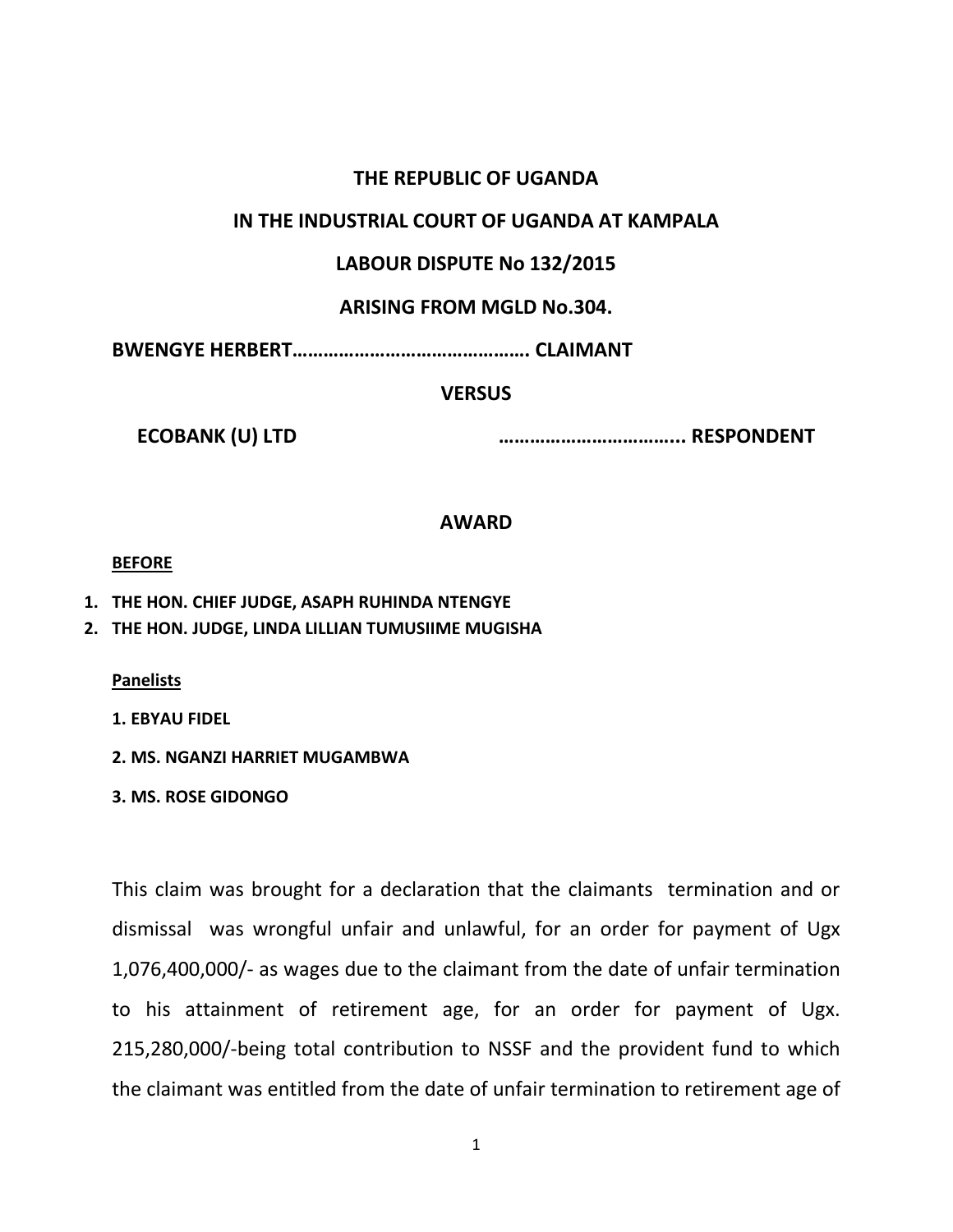**THE REPUBLIC OF UGANDA**

**IN THE INDUSTRIAL COURT OF UGANDA AT KAMPALA**

**LABOUR DISPUTE No 132/2015**

**ARISING FROM MGLD No.304.**

**BWENGYE HERBERT………………………………………. CLAIMANT**

**VERSUS**

**ECOBANK (U) LTD ……………………………... RESPONDENT**

**AWARD**

**BEFORE**

1. **THE HON. CHIEF JUDGE, ASAPH RUHINDA NTENGYE**
2. **THE HON. JUDGE, LINDA LILLIAN TUMUSIIME MUGISHA**

**Panelists**

1. **EBYAU FIDEL**
2. **MS. NGANZI HARRIET MUGAMBWA**
3. **MS. ROSE GIDONGO**

This claim was brought for a declaration that the claimants termination and or dismissal was wrongful unfair and unlawful, for an order for payment of Ugx 1,076,400,000/- as wages due to the claimant from the date of unfair termination to his attainment of retirement age, for an order for payment of Ugx. 215,280,000/-being total contribution to NSSF and the provident fund to which the claimant was entitled from the date of unfair termination to retirement age of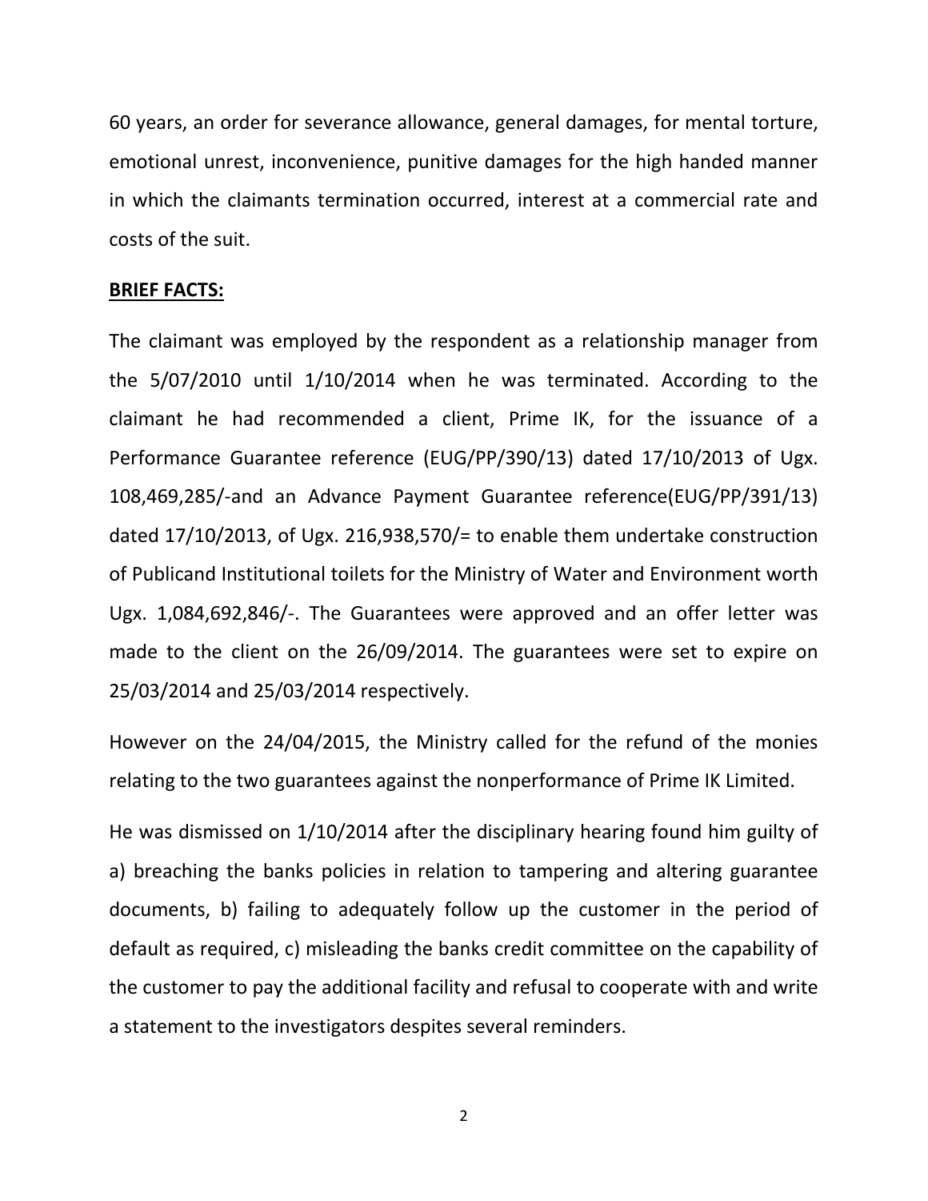60 years, an order for severance allowance, general damages, for mental torture, emotional unrest, inconvenience, punitive damages for the high handed manner in which the claimants termination occurred, interest at a commercial rate and costs of the suit.

**BRIEF FACTS:**

The claimant was employed by the respondent as a relationship manager from the 5/07/2010 until 1/10/2014 when he was terminated. According to the claimant he had recommended a client, Prime IK, for the issuance of a Performance Guarantee reference (EUG/PP/390/13) dated 17/10/2013 of Ugx. 108,469,285/-and an Advance Payment Guarantee reference(EUG/PP/391/13) dated 17/10/2013, of Ugx. 216,938,570/= to enable them undertake construction of Publicand Institutional toilets for the Ministry of Water and Environment worth Ugx. 1,084,692,846/-. The Guarantees were approved and an offer letter was made to the client on the 26/09/2014. The guarantees were set to expire on 25/03/2014 and 25/03/2014 respectively.

However on the 24/04/2015, the Ministry called for the refund of the monies relating to the two guarantees against the nonperformance of Prime IK Limited.

He was dismissed on 1/10/2014 after the disciplinary hearing found him guilty of a) breaching the banks policies in relation to tampering and altering guarantee documents, b) failing to adequately follow up the customer in the period of default as required, c) misleading the banks credit committee on the capability of the customer to pay the additional facility and refusal to cooperate with and write a statement to the investigators despites several reminders.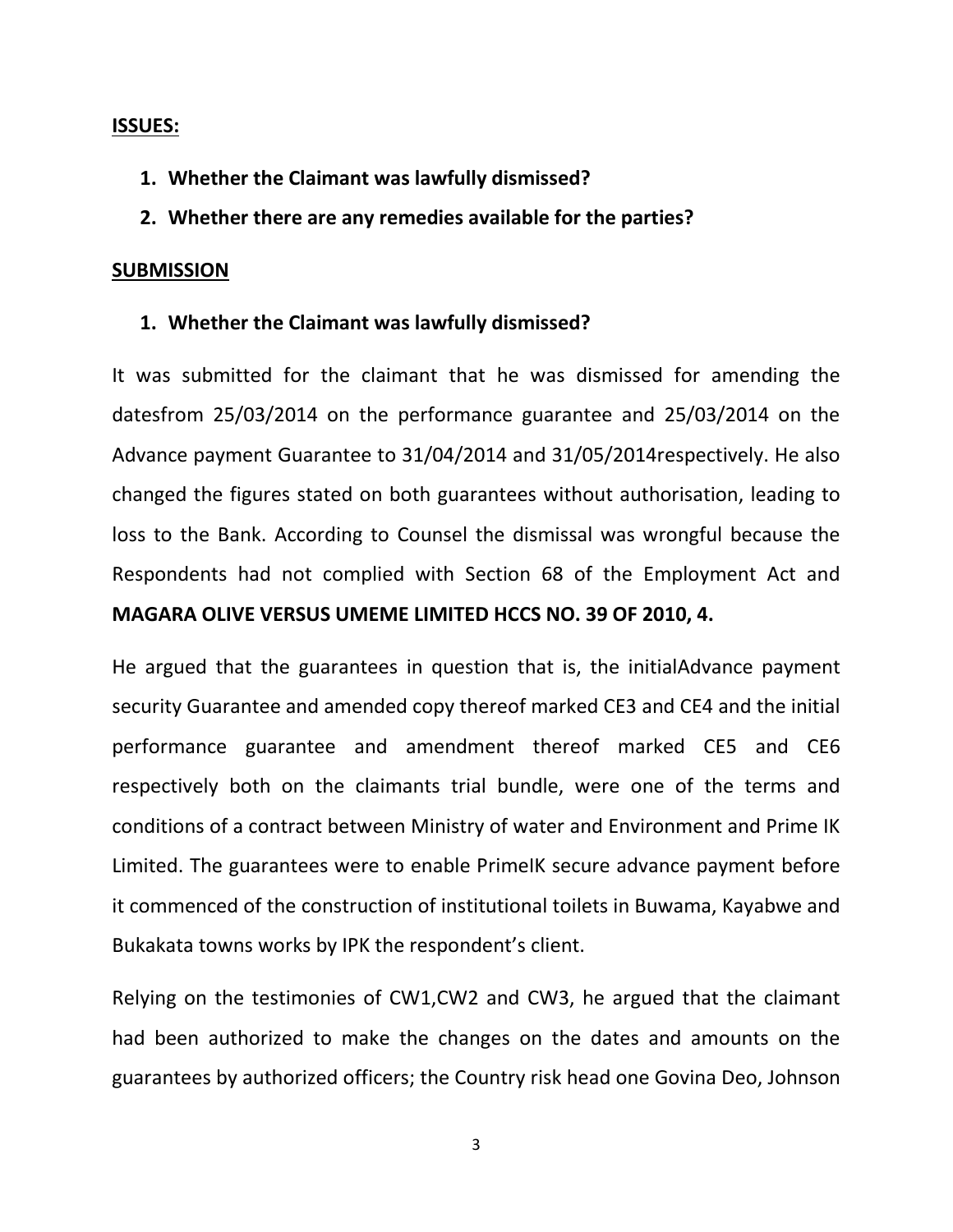**ISSUES:**

1. **Whether the Claimant was lawfully dismissed?**
2. **Whether there are any remedies available for the parties?**

**SUBMISSION**

1. **Whether the Claimant was lawfully dismissed?**

It was submitted for the claimant that he was dismissed for amending the datesfrom 25/03/2014 on the performance guarantee and 25/03/2014 on the Advance payment Guarantee to 31/04/2014 and 31/05/2014respectively. He also changed the figures stated on both guarantees without authorisation, leading to loss to the Bank. According to Counsel the dismissal was wrongful because the Respondents had not complied with Section 68 of the Employment Act and **MAGARA OLIVE VERSUS UMEME LIMITED HCCS NO. 39 OF 2010, 4.**

He argued that the guarantees in question that is, the initialAdvance payment security Guarantee and amended copy thereof marked CE3 and CE4 and the initial performance guarantee and amendment thereof marked CE5 and CE6 respectively both on the claimants trial bundle, were one of the terms and conditions of a contract between Ministry of water and Environment and Prime IK Limited. The guarantees were to enable PrimeIK secure advance payment before it commenced of the construction of institutional toilets in Buwama, Kayabwe and Bukakata towns works by IPK the respondent's client.

Relying on the testimonies of CW1,CW2 and CW3, he argued that the claimant had been authorized to make the changes on the dates and amounts on the guarantees by authorized officers; the Country risk head one Govina Deo, Johnson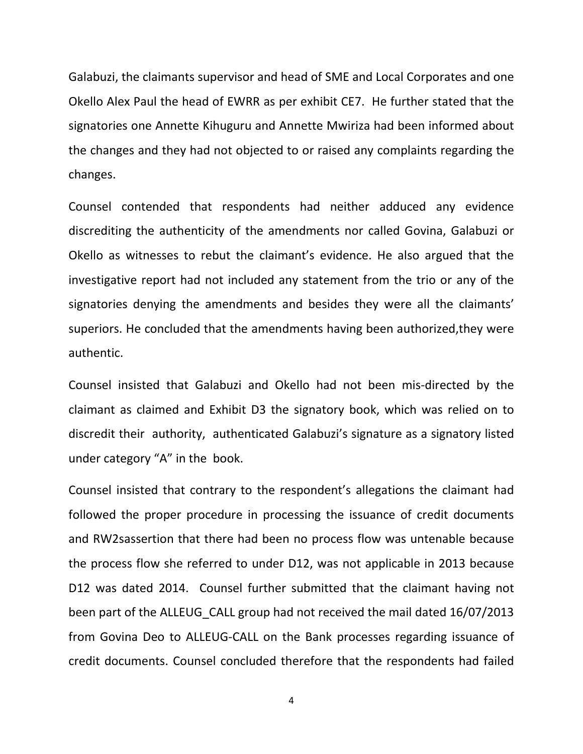Galabuzi, the claimants supervisor and head of SME and Local Corporates and one Okello Alex Paul the head of EWRR as per exhibit CE7. He further stated that the signatories one Annette Kihuguru and Annette Mwiriza had been informed about the changes and they had not objected to or raised any complaints regarding the changes.

Counsel contended that respondents had neither adduced any evidence discrediting the authenticity of the amendments nor called Govina, Galabuzi or Okello as witnesses to rebut the claimant's evidence. He also argued that the investigative report had not included any statement from the trio or any of the signatories denying the amendments and besides they were all the claimants' superiors. He concluded that the amendments having been authorized,they were authentic.

Counsel insisted that Galabuzi and Okello had not been mis-directed by the claimant as claimed and Exhibit D3 the signatory book, which was relied on to discredit their authority, authenticated Galabuzi's signature as a signatory listed under category "A" in the book.

Counsel insisted that contrary to the respondent's allegations the claimant had followed the proper procedure in processing the issuance of credit documents and RW2sassertion that there had been no process flow was untenable because the process flow she referred to under D12, was not applicable in 2013 because D12 was dated 2014. Counsel further submitted that the claimant having not been part of the ALLEUG_CALL group had not received the mail dated 16/07/2013 from Govina Deo to ALLEUG-CALL on the Bank processes regarding issuance of credit documents. Counsel concluded therefore that the respondents had failed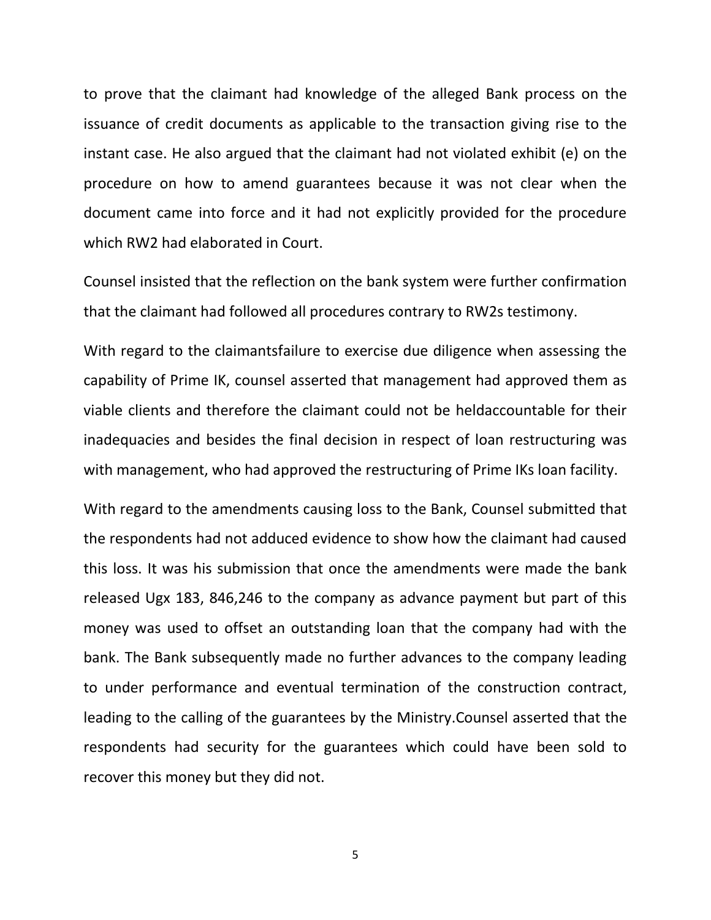to prove that the claimant had knowledge of the alleged Bank process on the issuance of credit documents as applicable to the transaction giving rise to the instant case. He also argued that the claimant had not violated exhibit (e) on the procedure on how to amend guarantees because it was not clear when the document came into force and it had not explicitly provided for the procedure which RW2 had elaborated in Court.

Counsel insisted that the reflection on the bank system were further confirmation that the claimant had followed all procedures contrary to RW2s testimony.

With regard to the claimantsfailure to exercise due diligence when assessing the capability of Prime IK, counsel asserted that management had approved them as viable clients and therefore the claimant could not be heldaccountable for their inadequacies and besides the final decision in respect of loan restructuring was with management, who had approved the restructuring of Prime IKs loan facility.

With regard to the amendments causing loss to the Bank, Counsel submitted that the respondents had not adduced evidence to show how the claimant had caused this loss. It was his submission that once the amendments were made the bank released Ugx 183, 846,246 to the company as advance payment but part of this money was used to offset an outstanding loan that the company had with the bank. The Bank subsequently made no further advances to the company leading to under performance and eventual termination of the construction contract, leading to the calling of the guarantees by the Ministry.Counsel asserted that the respondents had security for the guarantees which could have been sold to recover this money but they did not.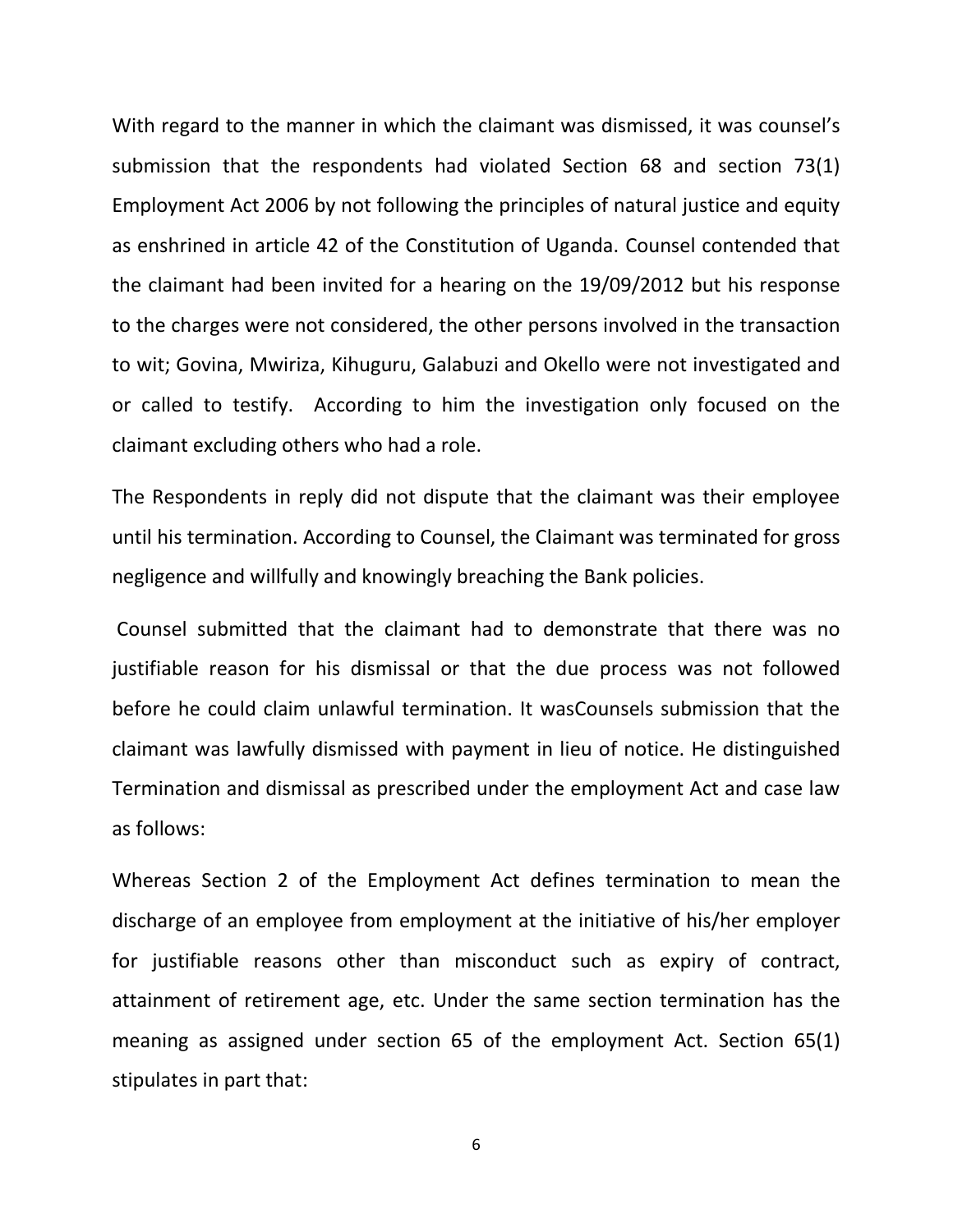With regard to the manner in which the claimant was dismissed, it was counsel's submission that the respondents had violated Section 68 and section 73(1) Employment Act 2006 by not following the principles of natural justice and equity as enshrined in article 42 of the Constitution of Uganda. Counsel contended that the claimant had been invited for a hearing on the 19/09/2012 but his response to the charges were not considered, the other persons involved in the transaction to wit; Govina, Mwiriza, Kihuguru, Galabuzi and Okello were not investigated and or called to testify. According to him the investigation only focused on the claimant excluding others who had a role.

The Respondents in reply did not dispute that the claimant was their employee until his termination. According to Counsel, the Claimant was terminated for gross negligence and willfully and knowingly breaching the Bank policies.

Counsel submitted that the claimant had to demonstrate that there was no justifiable reason for his dismissal or that the due process was not followed before he could claim unlawful termination. It wasCounsels submission that the claimant was lawfully dismissed with payment in lieu of notice. He distinguished Termination and dismissal as prescribed under the employment Act and case law as follows:

Whereas Section 2 of the Employment Act defines termination to mean the discharge of an employee from employment at the initiative of his/her employer for justifiable reasons other than misconduct such as expiry of contract, attainment of retirement age, etc. Under the same section termination has the meaning as assigned under section 65 of the employment Act. Section 65(1) stipulates in part that: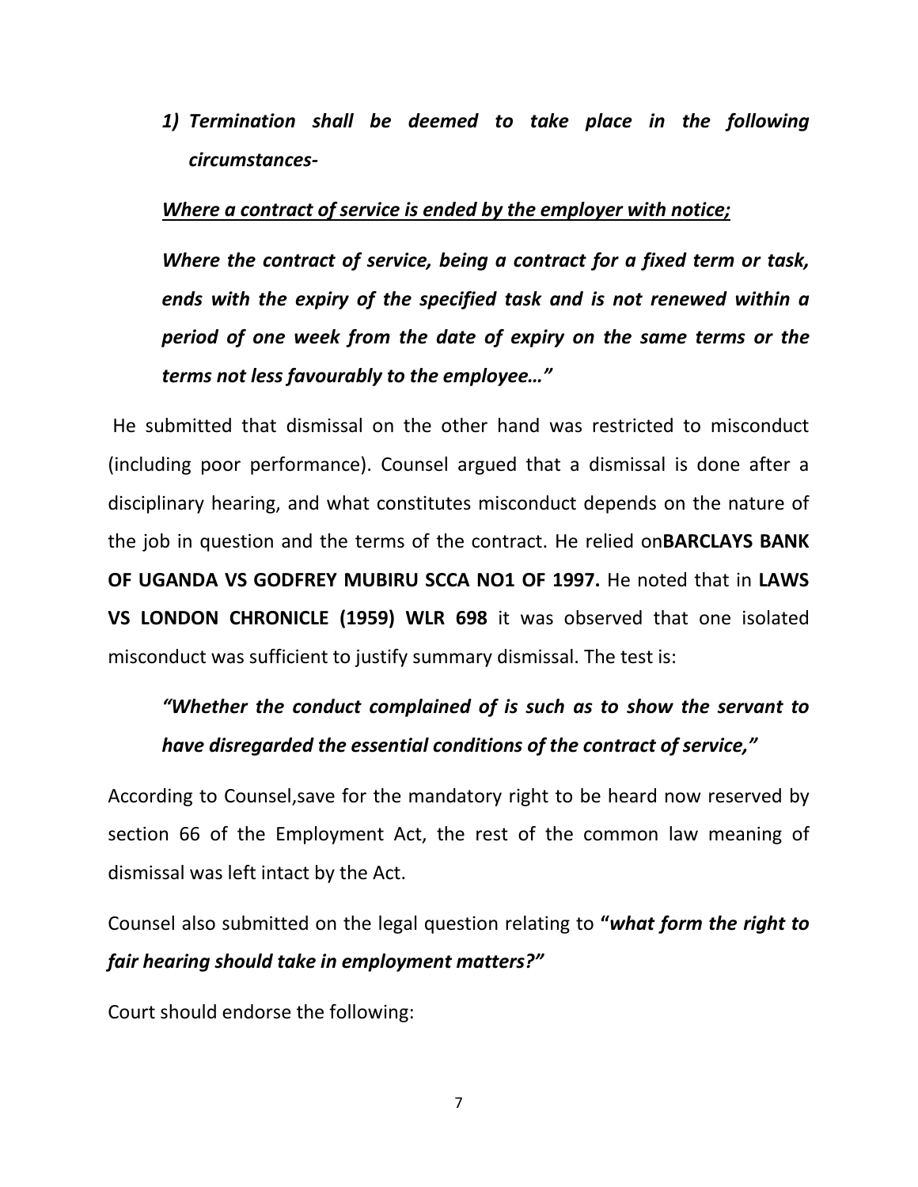> ***1) Termination shall be deemed to take place in the following circumstances-***
>
> ***<u>Where a contract of service is ended by the employer with notice;</u>***
>
> ***Where the contract of service, being a contract for a fixed term or task, ends with the expiry of the specified task and is not renewed within a period of one week from the date of expiry on the same terms or the terms not less favourably to the employee…"***

He submitted that dismissal on the other hand was restricted to misconduct (including poor performance). Counsel argued that a dismissal is done after a disciplinary hearing, and what constitutes misconduct depends on the nature of the job in question and the terms of the contract. He relied on**BARCLAYS BANK OF UGANDA VS GODFREY MUBIRU SCCA NO1 OF 1997.** He noted that in **LAWS VS LONDON CHRONICLE (1959) WLR 698** it was observed that one isolated misconduct was sufficient to justify summary dismissal. The test is:

> ***"Whether the conduct complained of is such as to show the servant to have disregarded the essential conditions of the contract of service,"***

According to Counsel,save for the mandatory right to be heard now reserved by section 66 of the Employment Act, the rest of the common law meaning of dismissal was left intact by the Act.

Counsel also submitted on the legal question relating to **"*what form the right to fair hearing should take in employment matters?"***

Court should endorse the following: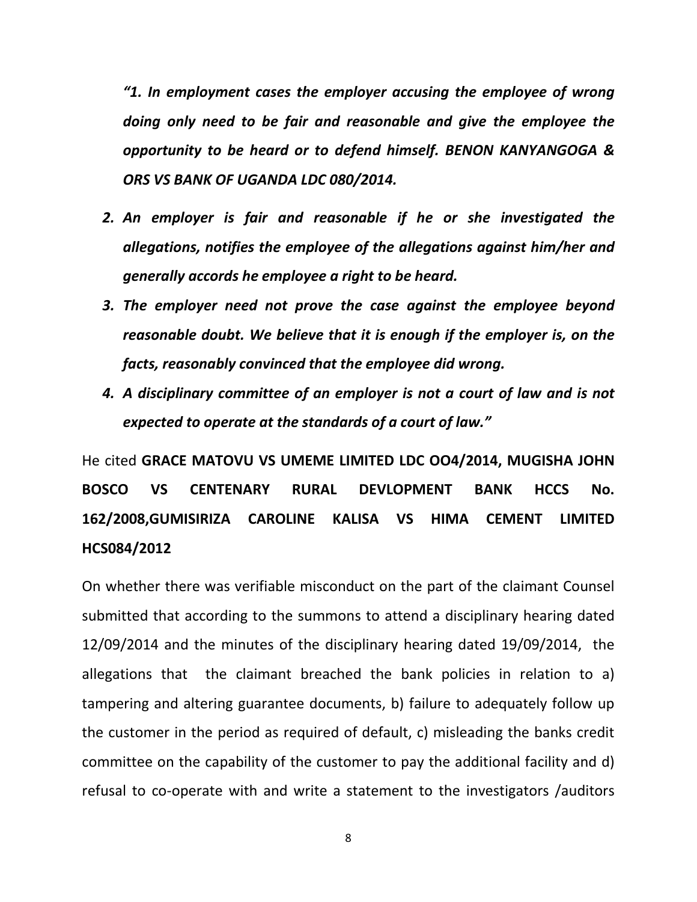*"1. In employment cases the employer accusing the employee of wrong doing only need to be fair and reasonable and give the employee the opportunity to be heard or to defend himself. BENON KANYANGOGA & ORS VS BANK OF UGANDA LDC 080/2014.*

2. *An employer is fair and reasonable if he or she investigated the allegations, notifies the employee of the allegations against him/her and generally accords he employee a right to be heard.*
3. *The employer need not prove the case against the employee beyond reasonable doubt. We believe that it is enough if the employer is, on the facts, reasonably convinced that the employee did wrong.*
4. *A disciplinary committee of an employer is not a court of law and is not expected to operate at the standards of a court of law."*

He cited **GRACE MATOVU VS UMEME LIMITED LDC OO4/2014, MUGISHA JOHN BOSCO VS CENTENARY RURAL DEVLOPMENT BANK HCCS No. 162/2008,GUMISIRIZA CAROLINE KALISA VS HIMA CEMENT LIMITED HCS084/2012**

On whether there was verifiable misconduct on the part of the claimant Counsel submitted that according to the summons to attend a disciplinary hearing dated 12/09/2014 and the minutes of the disciplinary hearing dated 19/09/2014, the allegations that the claimant breached the bank policies in relation to a) tampering and altering guarantee documents, b) failure to adequately follow up the customer in the period as required of default, c) misleading the banks credit committee on the capability of the customer to pay the additional facility and d) refusal to co-operate with and write a statement to the investigators /auditors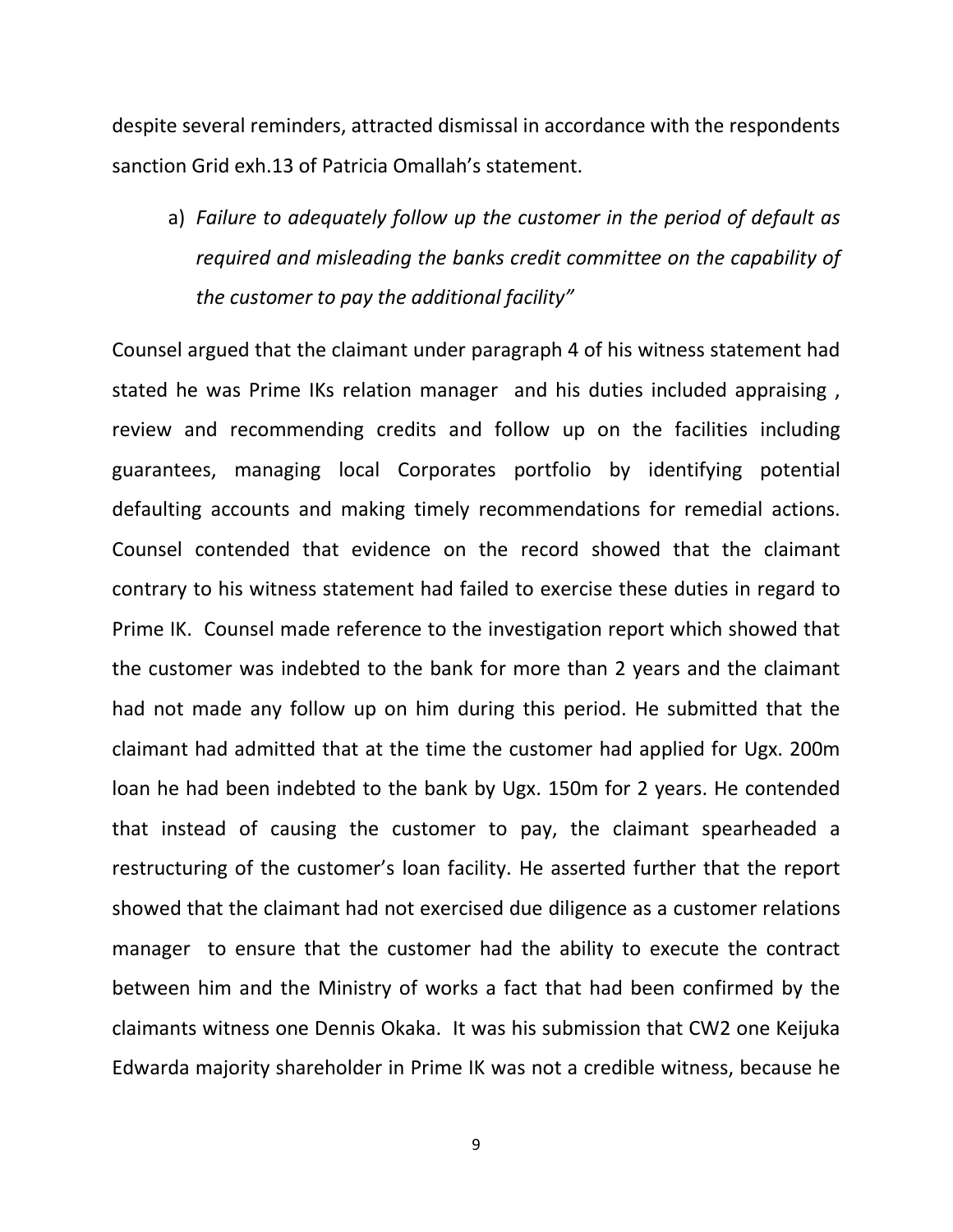despite several reminders, attracted dismissal in accordance with the respondents sanction Grid exh.13 of Patricia Omallah's statement.

a) *Failure to adequately follow up the customer in the period of default as required and misleading the banks credit committee on the capability of the customer to pay the additional facility"*

Counsel argued that the claimant under paragraph 4 of his witness statement had stated he was Prime IKs relation manager and his duties included appraising , review and recommending credits and follow up on the facilities including guarantees, managing local Corporates portfolio by identifying potential defaulting accounts and making timely recommendations for remedial actions. Counsel contended that evidence on the record showed that the claimant contrary to his witness statement had failed to exercise these duties in regard to Prime IK. Counsel made reference to the investigation report which showed that the customer was indebted to the bank for more than 2 years and the claimant had not made any follow up on him during this period. He submitted that the claimant had admitted that at the time the customer had applied for Ugx. 200m loan he had been indebted to the bank by Ugx. 150m for 2 years. He contended that instead of causing the customer to pay, the claimant spearheaded a restructuring of the customer's loan facility. He asserted further that the report showed that the claimant had not exercised due diligence as a customer relations manager to ensure that the customer had the ability to execute the contract between him and the Ministry of works a fact that had been confirmed by the claimants witness one Dennis Okaka. It was his submission that CW2 one Keijuka Edwarda majority shareholder in Prime IK was not a credible witness, because he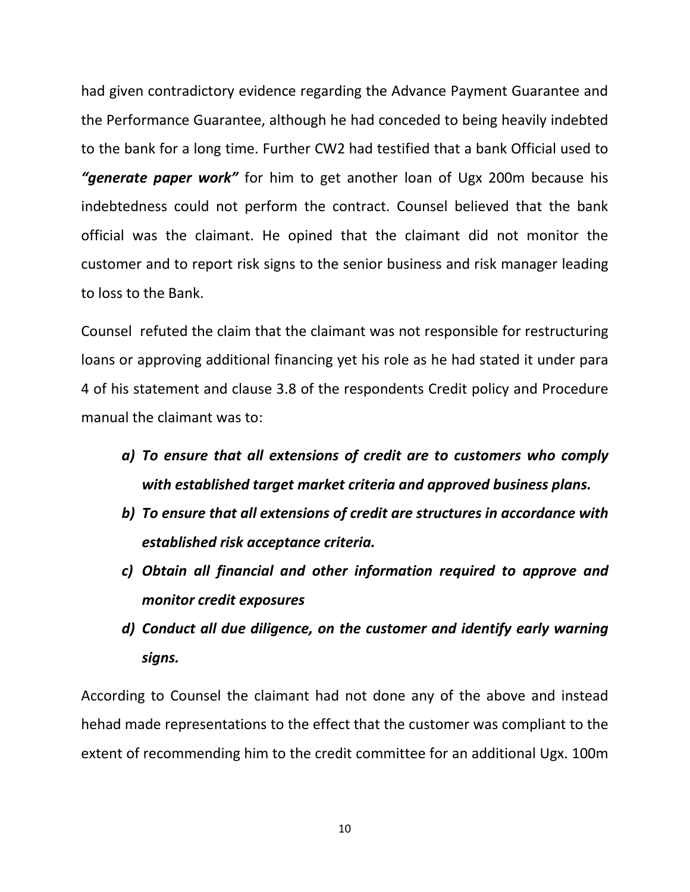had given contradictory evidence regarding the Advance Payment Guarantee and the Performance Guarantee, although he had conceded to being heavily indebted to the bank for a long time. Further CW2 had testified that a bank Official used to ***"generate paper work"*** for him to get another loan of Ugx 200m because his indebtedness could not perform the contract. Counsel believed that the bank official was the claimant. He opined that the claimant did not monitor the customer and to report risk signs to the senior business and risk manager leading to loss to the Bank.

Counsel refuted the claim that the claimant was not responsible for restructuring loans or approving additional financing yet his role as he had stated it under para 4 of his statement and clause 3.8 of the respondents Credit policy and Procedure manual the claimant was to:

- ***a) To ensure that all extensions of credit are to customers who comply with established target market criteria and approved business plans.***
- ***b) To ensure that all extensions of credit are structures in accordance with established risk acceptance criteria.***
- ***c) Obtain all financial and other information required to approve and monitor credit exposures***
- ***d) Conduct all due diligence, on the customer and identify early warning signs.***

According to Counsel the claimant had not done any of the above and instead hehad made representations to the effect that the customer was compliant to the extent of recommending him to the credit committee for an additional Ugx. 100m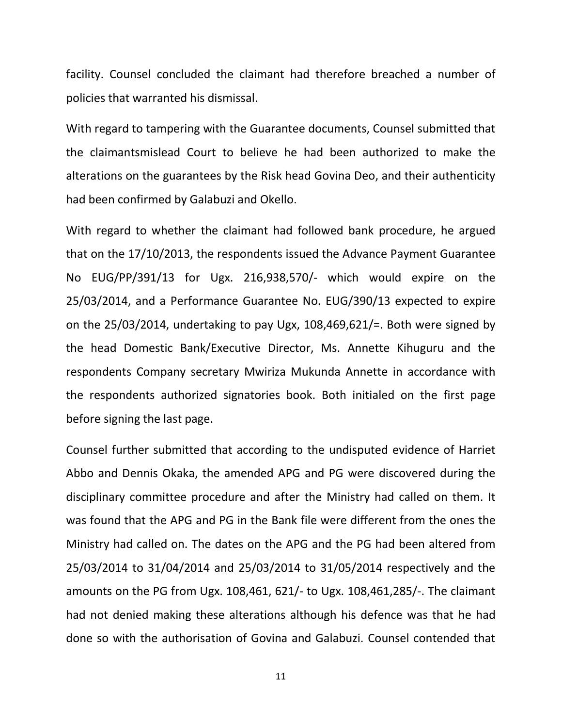facility. Counsel concluded the claimant had therefore breached a number of policies that warranted his dismissal.

With regard to tampering with the Guarantee documents, Counsel submitted that the claimantsmislead Court to believe he had been authorized to make the alterations on the guarantees by the Risk head Govina Deo, and their authenticity had been confirmed by Galabuzi and Okello.

With regard to whether the claimant had followed bank procedure, he argued that on the 17/10/2013, the respondents issued the Advance Payment Guarantee No EUG/PP/391/13 for Ugx. 216,938,570/- which would expire on the 25/03/2014, and a Performance Guarantee No. EUG/390/13 expected to expire on the 25/03/2014, undertaking to pay Ugx, 108,469,621/=. Both were signed by the head Domestic Bank/Executive Director, Ms. Annette Kihuguru and the respondents Company secretary Mwiriza Mukunda Annette in accordance with the respondents authorized signatories book. Both initialed on the first page before signing the last page.

Counsel further submitted that according to the undisputed evidence of Harriet Abbo and Dennis Okaka, the amended APG and PG were discovered during the disciplinary committee procedure and after the Ministry had called on them. It was found that the APG and PG in the Bank file were different from the ones the Ministry had called on. The dates on the APG and the PG had been altered from 25/03/2014 to 31/04/2014 and 25/03/2014 to 31/05/2014 respectively and the amounts on the PG from Ugx. 108,461, 621/- to Ugx. 108,461,285/-. The claimant had not denied making these alterations although his defence was that he had done so with the authorisation of Govina and Galabuzi. Counsel contended that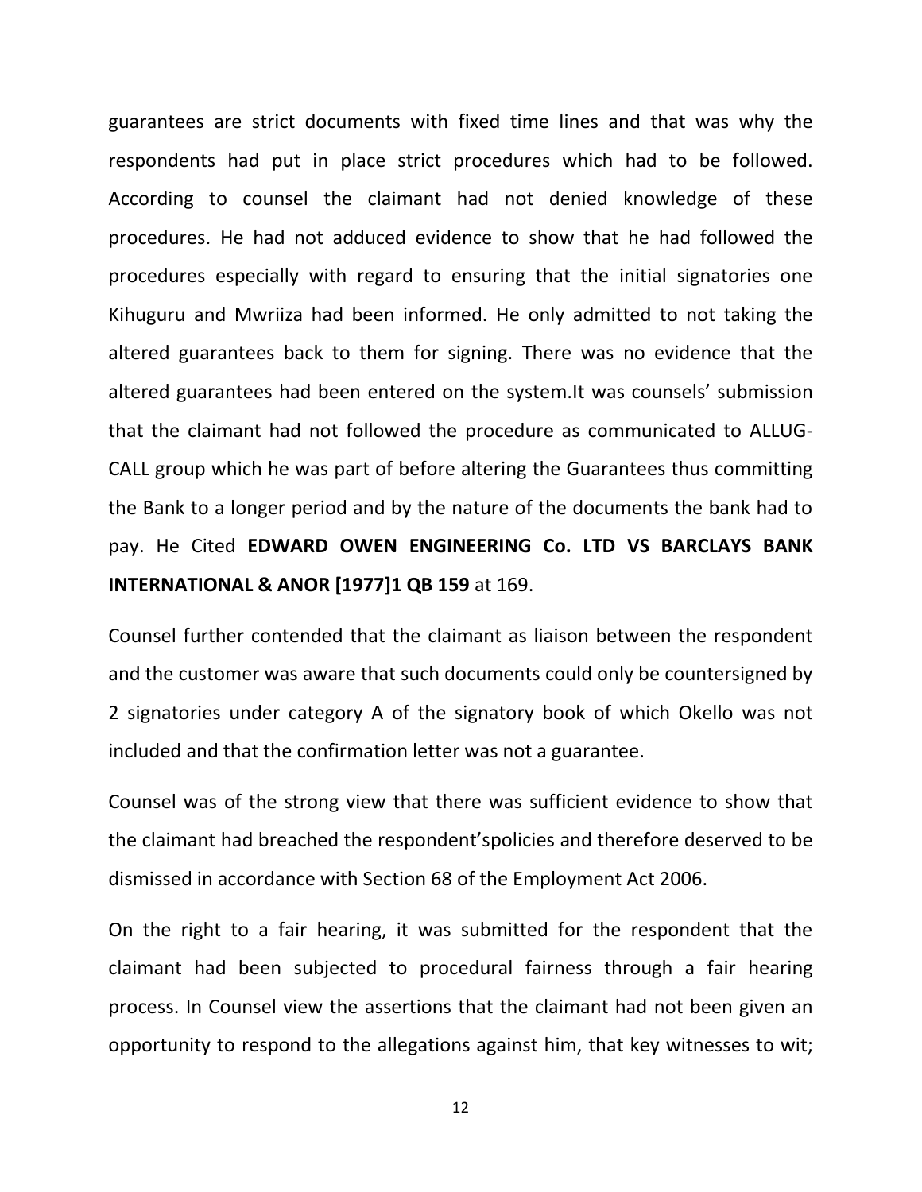guarantees are strict documents with fixed time lines and that was why the respondents had put in place strict procedures which had to be followed. According to counsel the claimant had not denied knowledge of these procedures. He had not adduced evidence to show that he had followed the procedures especially with regard to ensuring that the initial signatories one Kihuguru and Mwriiza had been informed. He only admitted to not taking the altered guarantees back to them for signing. There was no evidence that the altered guarantees had been entered on the system.It was counsels' submission that the claimant had not followed the procedure as communicated to ALLUG-CALL group which he was part of before altering the Guarantees thus committing the Bank to a longer period and by the nature of the documents the bank had to pay. He Cited **EDWARD OWEN ENGINEERING Co. LTD VS BARCLAYS BANK INTERNATIONAL & ANOR [1977]1 QB 159** at 169.

Counsel further contended that the claimant as liaison between the respondent and the customer was aware that such documents could only be countersigned by 2 signatories under category A of the signatory book of which Okello was not included and that the confirmation letter was not a guarantee.

Counsel was of the strong view that there was sufficient evidence to show that the claimant had breached the respondent'spolicies and therefore deserved to be dismissed in accordance with Section 68 of the Employment Act 2006.

On the right to a fair hearing, it was submitted for the respondent that the claimant had been subjected to procedural fairness through a fair hearing process. In Counsel view the assertions that the claimant had not been given an opportunity to respond to the allegations against him, that key witnesses to wit;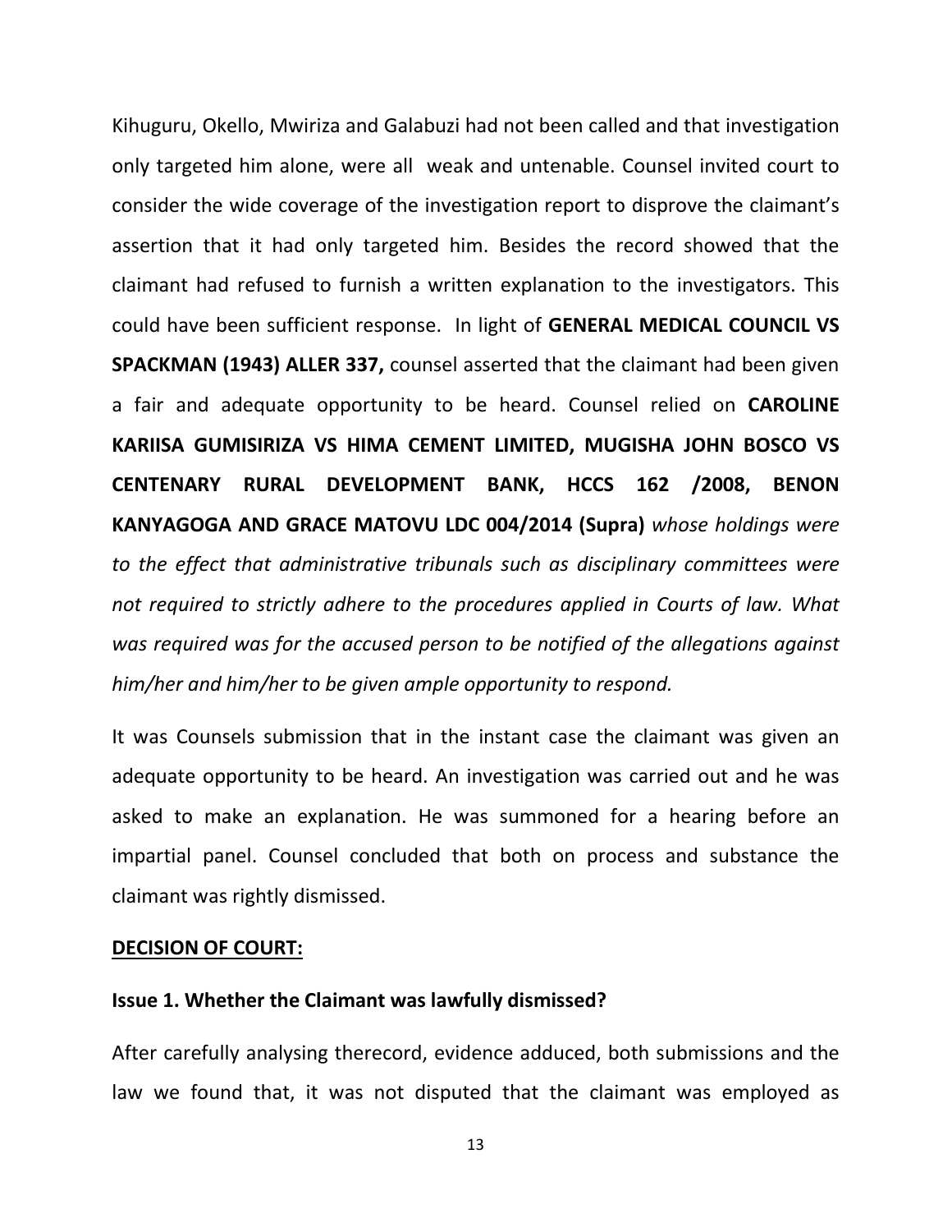Kihuguru, Okello, Mwiriza and Galabuzi had not been called and that investigation only targeted him alone, were all weak and untenable. Counsel invited court to consider the wide coverage of the investigation report to disprove the claimant's assertion that it had only targeted him. Besides the record showed that the claimant had refused to furnish a written explanation to the investigators. This could have been sufficient response. In light of **GENERAL MEDICAL COUNCIL VS SPACKMAN (1943) ALLER 337,** counsel asserted that the claimant had been given a fair and adequate opportunity to be heard. Counsel relied on **CAROLINE KARIISA GUMISIRIZA VS HIMA CEMENT LIMITED, MUGISHA JOHN BOSCO VS CENTENARY RURAL DEVELOPMENT BANK, HCCS 162 /2008, BENON KANYAGOGA AND GRACE MATOVU LDC 004/2014 (Supra)** *whose holdings were to the effect that administrative tribunals such as disciplinary committees were not required to strictly adhere to the procedures applied in Courts of law. What was required was for the accused person to be notified of the allegations against him/her and him/her to be given ample opportunity to respond.*

It was Counsels submission that in the instant case the claimant was given an adequate opportunity to be heard. An investigation was carried out and he was asked to make an explanation. He was summoned for a hearing before an impartial panel. Counsel concluded that both on process and substance the claimant was rightly dismissed.

**DECISION OF COURT:**

**Issue 1. Whether the Claimant was lawfully dismissed?**

After carefully analysing therecord, evidence adduced, both submissions and the law we found that, it was not disputed that the claimant was employed as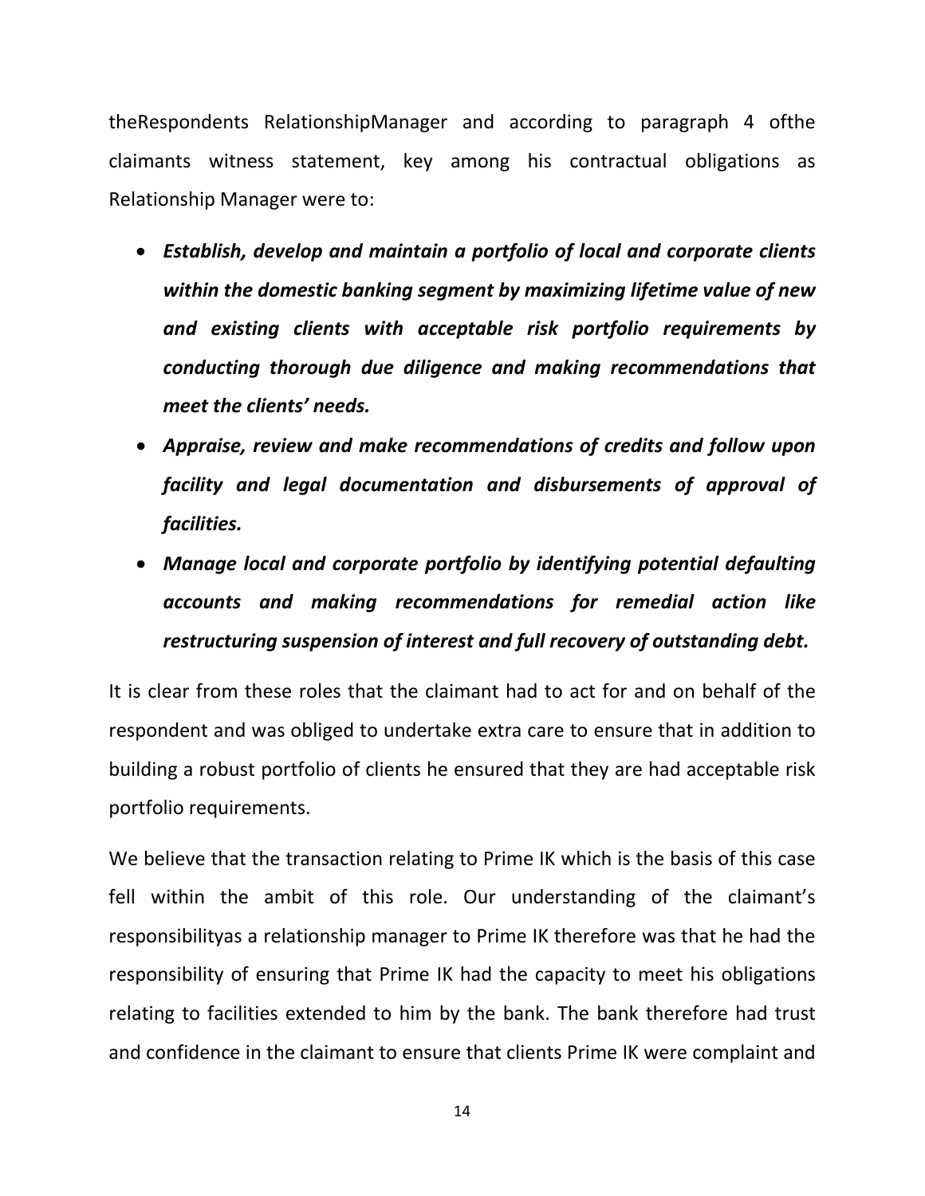theRespondents RelationshipManager and according to paragraph 4 ofthe claimants witness statement, key among his contractual obligations as Relationship Manager were to:

- ***Establish, develop and maintain a portfolio of local and corporate clients within the domestic banking segment by maximizing lifetime value of new and existing clients with acceptable risk portfolio requirements by conducting thorough due diligence and making recommendations that meet the clients' needs.***
- ***Appraise, review and make recommendations of credits and follow upon facility and legal documentation and disbursements of approval of facilities.***
- ***Manage local and corporate portfolio by identifying potential defaulting accounts and making recommendations for remedial action like restructuring suspension of interest and full recovery of outstanding debt.***

It is clear from these roles that the claimant had to act for and on behalf of the respondent and was obliged to undertake extra care to ensure that in addition to building a robust portfolio of clients he ensured that they are had acceptable risk portfolio requirements.

We believe that the transaction relating to Prime IK which is the basis of this case fell within the ambit of this role. Our understanding of the claimant's responsibilityas a relationship manager to Prime IK therefore was that he had the responsibility of ensuring that Prime IK had the capacity to meet his obligations relating to facilities extended to him by the bank. The bank therefore had trust and confidence in the claimant to ensure that clients Prime IK were complaint and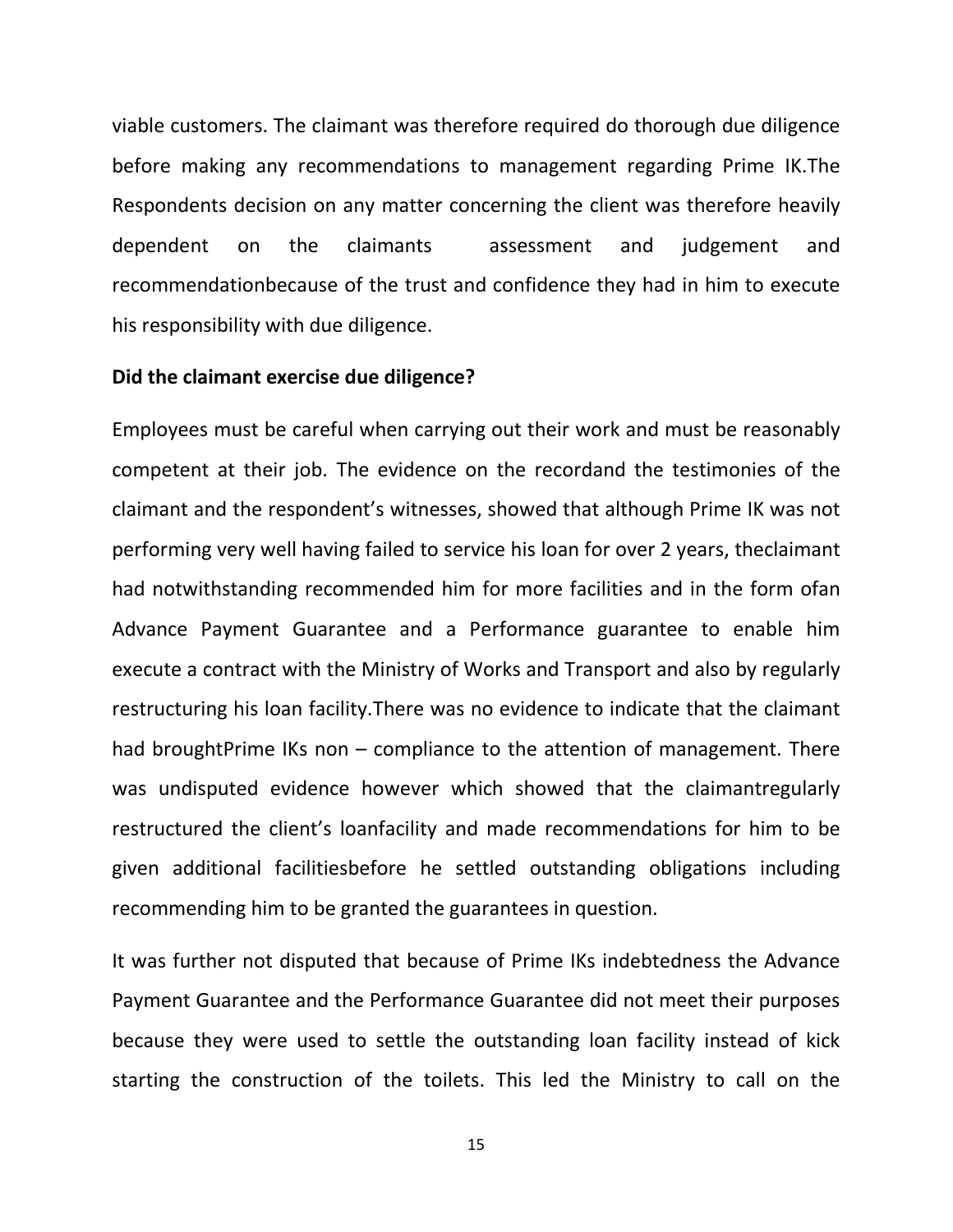viable customers. The claimant was therefore required do thorough due diligence before making any recommendations to management regarding Prime IK.The Respondents decision on any matter concerning the client was therefore heavily dependent on the claimants assessment and judgement and recommendationbecause of the trust and confidence they had in him to execute his responsibility with due diligence.

**Did the claimant exercise due diligence?**

Employees must be careful when carrying out their work and must be reasonably competent at their job. The evidence on the recordand the testimonies of the claimant and the respondent's witnesses, showed that although Prime IK was not performing very well having failed to service his loan for over 2 years, theclaimant had notwithstanding recommended him for more facilities and in the form ofan Advance Payment Guarantee and a Performance guarantee to enable him execute a contract with the Ministry of Works and Transport and also by regularly restructuring his loan facility.There was no evidence to indicate that the claimant had broughtPrime IKs non – compliance to the attention of management. There was undisputed evidence however which showed that the claimantregularly restructured the client's loanfacility and made recommendations for him to be given additional facilitiesbefore he settled outstanding obligations including recommending him to be granted the guarantees in question.

It was further not disputed that because of Prime IKs indebtedness the Advance Payment Guarantee and the Performance Guarantee did not meet their purposes because they were used to settle the outstanding loan facility instead of kick starting the construction of the toilets. This led the Ministry to call on the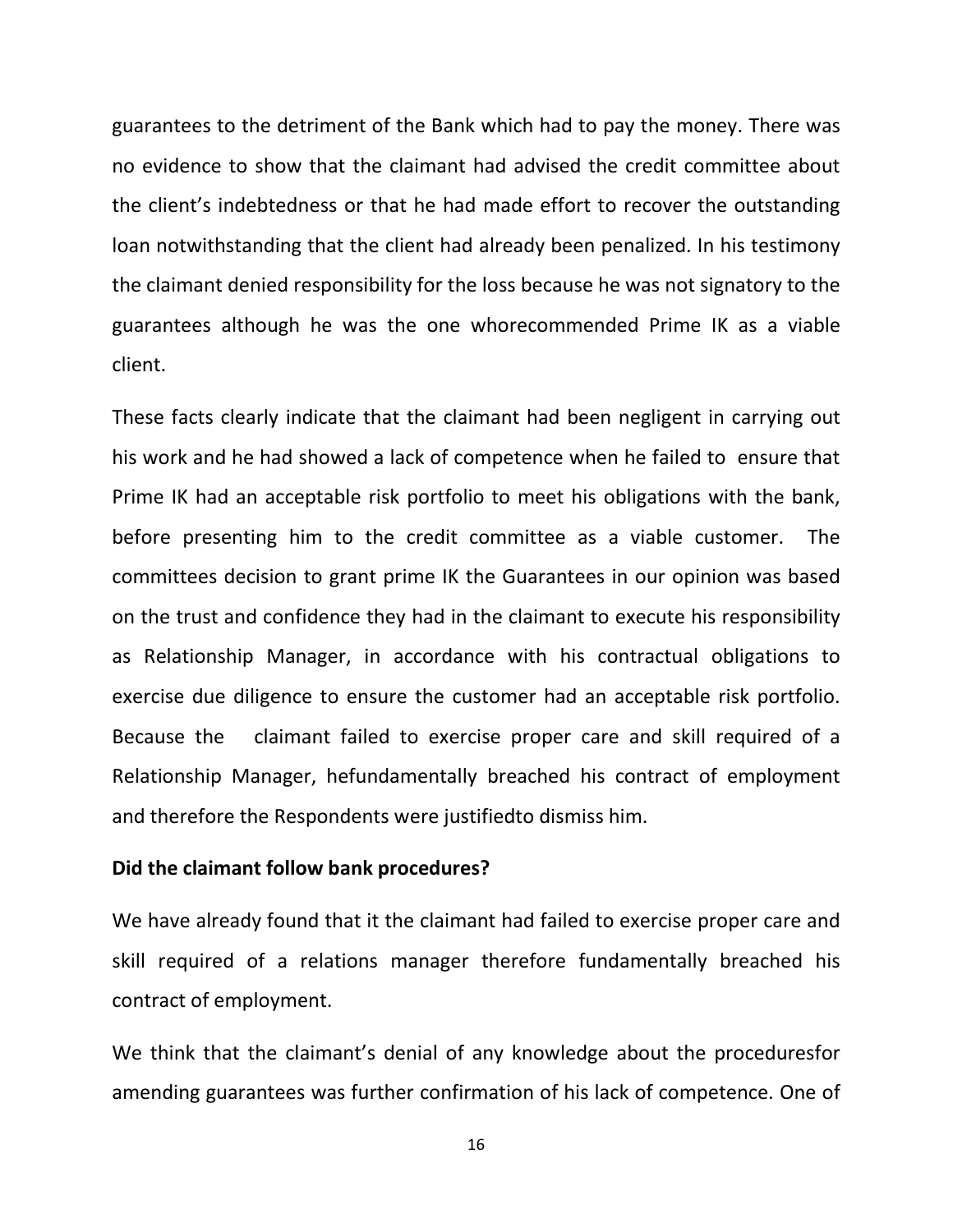guarantees to the detriment of the Bank which had to pay the money. There was no evidence to show that the claimant had advised the credit committee about the client's indebtedness or that he had made effort to recover the outstanding loan notwithstanding that the client had already been penalized. In his testimony the claimant denied responsibility for the loss because he was not signatory to the guarantees although he was the one whorecommended Prime IK as a viable client.

These facts clearly indicate that the claimant had been negligent in carrying out his work and he had showed a lack of competence when he failed to ensure that Prime IK had an acceptable risk portfolio to meet his obligations with the bank, before presenting him to the credit committee as a viable customer. The committees decision to grant prime IK the Guarantees in our opinion was based on the trust and confidence they had in the claimant to execute his responsibility as Relationship Manager, in accordance with his contractual obligations to exercise due diligence to ensure the customer had an acceptable risk portfolio. Because the claimant failed to exercise proper care and skill required of a Relationship Manager, hefundamentally breached his contract of employment and therefore the Respondents were justifiedto dismiss him.

**Did the claimant follow bank procedures?**

We have already found that it the claimant had failed to exercise proper care and skill required of a relations manager therefore fundamentally breached his contract of employment.

We think that the claimant's denial of any knowledge about the proceduresfor amending guarantees was further confirmation of his lack of competence. One of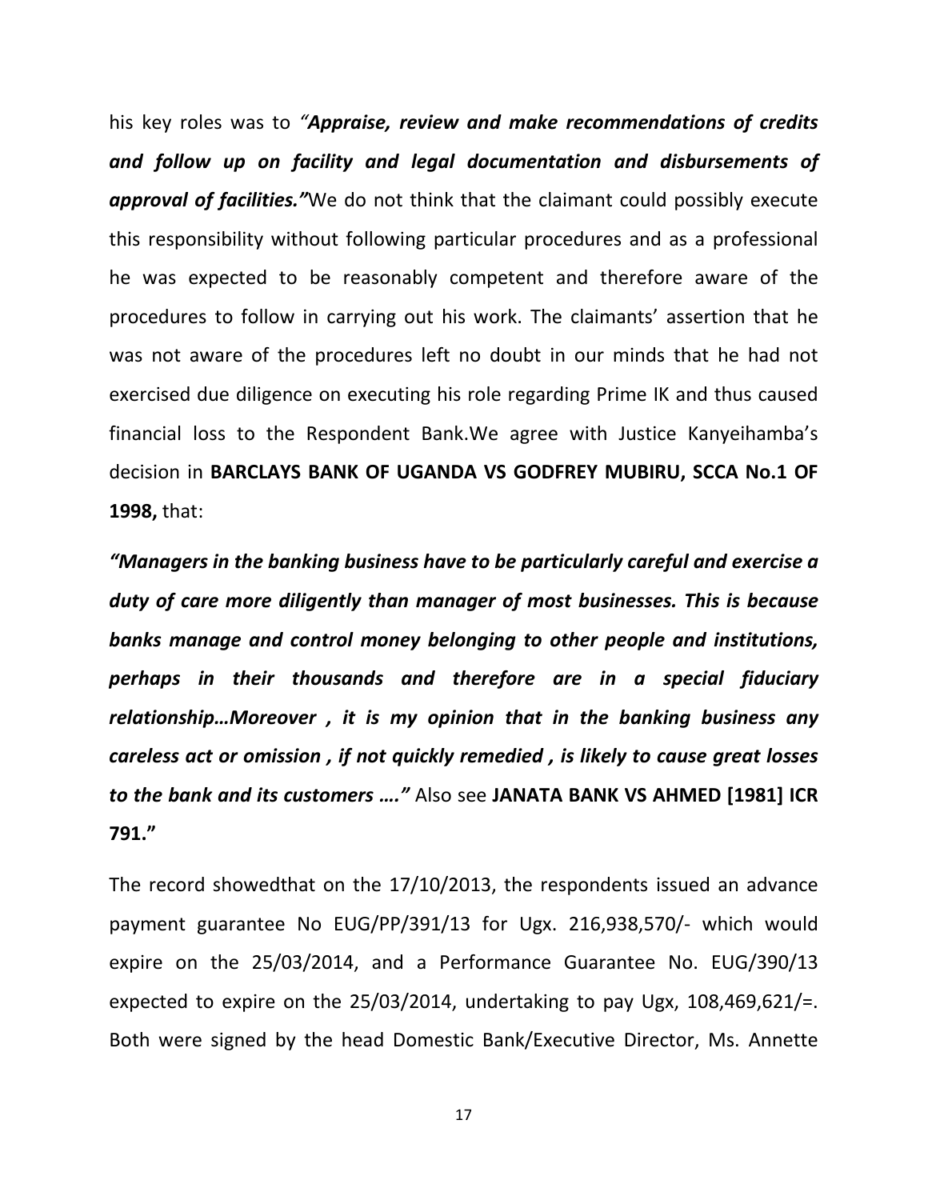his key roles was to *"**Appraise, review and make recommendations of credits and follow up on facility and legal documentation and disbursements of approval of facilities.**"*We do not think that the claimant could possibly execute this responsibility without following particular procedures and as a professional he was expected to be reasonably competent and therefore aware of the procedures to follow in carrying out his work. The claimants' assertion that he was not aware of the procedures left no doubt in our minds that he had not exercised due diligence on executing his role regarding Prime IK and thus caused financial loss to the Respondent Bank.We agree with Justice Kanyeihamba's decision in **BARCLAYS BANK OF UGANDA VS GODFREY MUBIRU, SCCA No.1 OF 1998,** that:

***"Managers in the banking business have to be particularly careful and exercise a duty of care more diligently than manager of most businesses. This is because banks manage and control money belonging to other people and institutions, perhaps in their thousands and therefore are in a special fiduciary relationship…Moreover , it is my opinion that in the banking business any careless act or omission , if not quickly remedied , is likely to cause great losses to the bank and its customers …."*** Also see **JANATA BANK VS AHMED [1981] ICR 791."**

The record showedthat on the 17/10/2013, the respondents issued an advance payment guarantee No EUG/PP/391/13 for Ugx. 216,938,570/- which would expire on the 25/03/2014, and a Performance Guarantee No. EUG/390/13 expected to expire on the 25/03/2014, undertaking to pay Ugx, 108,469,621/=. Both were signed by the head Domestic Bank/Executive Director, Ms. Annette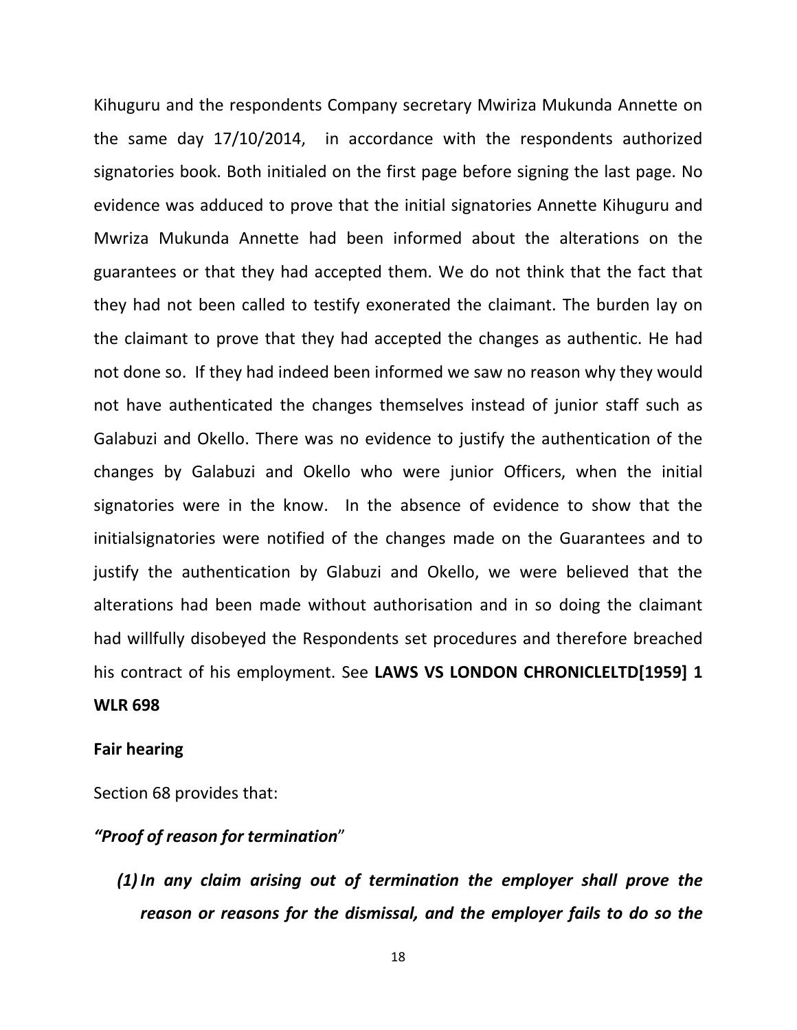Kihuguru and the respondents Company secretary Mwiriza Mukunda Annette on the same day 17/10/2014, in accordance with the respondents authorized signatories book. Both initialed on the first page before signing the last page. No evidence was adduced to prove that the initial signatories Annette Kihuguru and Mwriza Mukunda Annette had been informed about the alterations on the guarantees or that they had accepted them. We do not think that the fact that they had not been called to testify exonerated the claimant. The burden lay on the claimant to prove that they had accepted the changes as authentic. He had not done so. If they had indeed been informed we saw no reason why they would not have authenticated the changes themselves instead of junior staff such as Galabuzi and Okello. There was no evidence to justify the authentication of the changes by Galabuzi and Okello who were junior Officers, when the initial signatories were in the know. In the absence of evidence to show that the initialsignatories were notified of the changes made on the Guarantees and to justify the authentication by Glabuzi and Okello, we were believed that the alterations had been made without authorisation and in so doing the claimant had willfully disobeyed the Respondents set procedures and therefore breached his contract of his employment. See **LAWS VS LONDON CHRONICLELTD[1959] 1 WLR 698**

**Fair hearing**

Section 68 provides that:

***"Proof of reason for termination***"

***(1) In any claim arising out of termination the employer shall prove the reason or reasons for the dismissal, and the employer fails to do so the***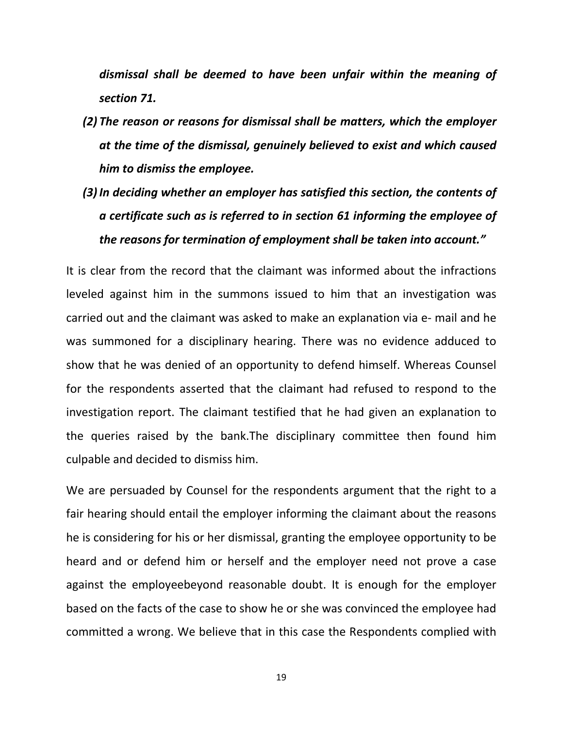***dismissal shall be deemed to have been unfair within the meaning of section 71.***

***(2) The reason or reasons for dismissal shall be matters, which the employer at the time of the dismissal, genuinely believed to exist and which caused him to dismiss the employee.***

***(3) In deciding whether an employer has satisfied this section, the contents of a certificate such as is referred to in section 61 informing the employee of the reasons for termination of employment shall be taken into account."***

It is clear from the record that the claimant was informed about the infractions leveled against him in the summons issued to him that an investigation was carried out and the claimant was asked to make an explanation via e- mail and he was summoned for a disciplinary hearing. There was no evidence adduced to show that he was denied of an opportunity to defend himself. Whereas Counsel for the respondents asserted that the claimant had refused to respond to the investigation report. The claimant testified that he had given an explanation to the queries raised by the bank.The disciplinary committee then found him culpable and decided to dismiss him.

We are persuaded by Counsel for the respondents argument that the right to a fair hearing should entail the employer informing the claimant about the reasons he is considering for his or her dismissal, granting the employee opportunity to be heard and or defend him or herself and the employer need not prove a case against the employeebeyond reasonable doubt. It is enough for the employer based on the facts of the case to show he or she was convinced the employee had committed a wrong. We believe that in this case the Respondents complied with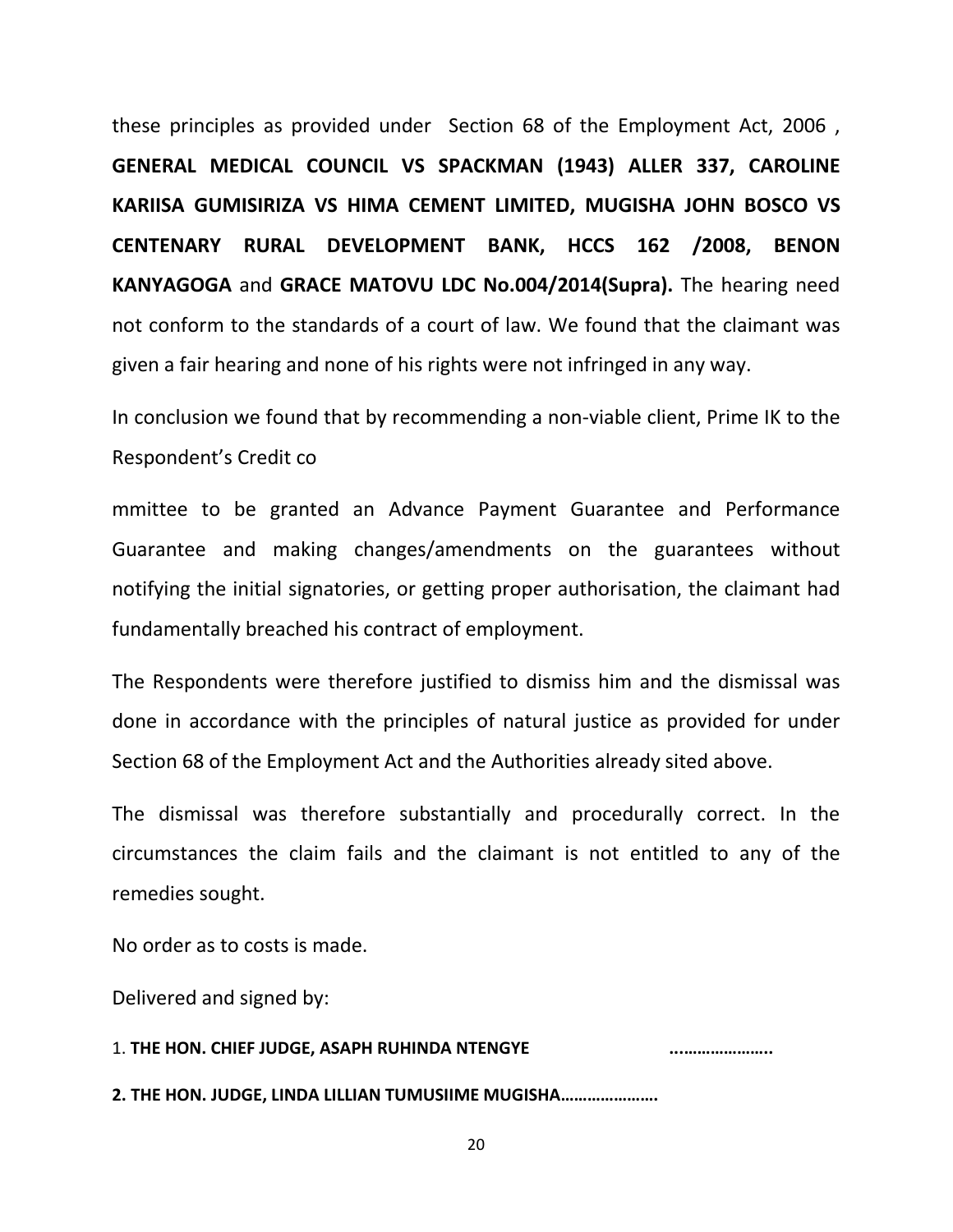these principles as provided under Section 68 of the Employment Act, 2006 , **GENERAL MEDICAL COUNCIL VS SPACKMAN (1943) ALLER 337, CAROLINE KARIISA GUMISIRIZA VS HIMA CEMENT LIMITED, MUGISHA JOHN BOSCO VS CENTENARY RURAL DEVELOPMENT BANK, HCCS 162 /2008, BENON KANYAGOGA** and **GRACE MATOVU LDC No.004/2014(Supra).** The hearing need not conform to the standards of a court of law. We found that the claimant was given a fair hearing and none of his rights were not infringed in any way.

In conclusion we found that by recommending a non-viable client, Prime IK to the Respondent's Credit co

mmittee to be granted an Advance Payment Guarantee and Performance Guarantee and making changes/amendments on the guarantees without notifying the initial signatories, or getting proper authorisation, the claimant had fundamentally breached his contract of employment.

The Respondents were therefore justified to dismiss him and the dismissal was done in accordance with the principles of natural justice as provided for under Section 68 of the Employment Act and the Authorities already sited above.

The dismissal was therefore substantially and procedurally correct. In the circumstances the claim fails and the claimant is not entitled to any of the remedies sought.

No order as to costs is made.

Delivered and signed by:

1. **THE HON. CHIEF JUDGE, ASAPH RUHINDA NTENGYE** **…………………..**

**2. THE HON. JUDGE, LINDA LILLIAN TUMUSIIME MUGISHA………………….**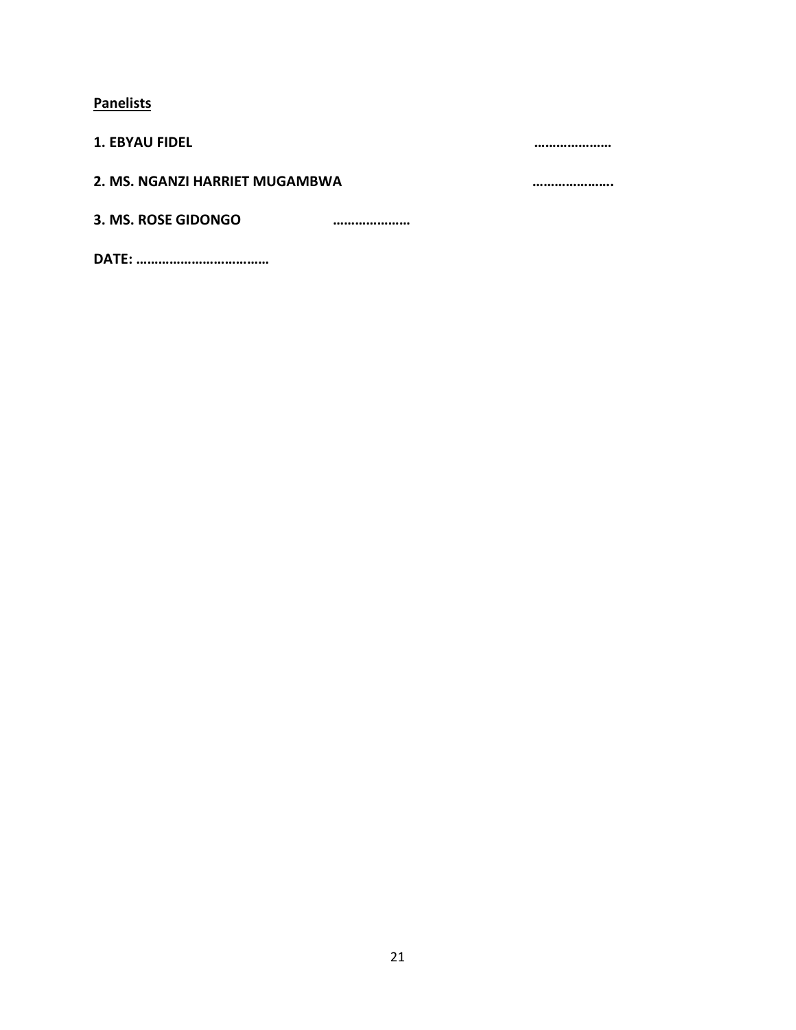**<u>Panelists</u>**

**1. EBYAU FIDEL** ………………… 

**2. MS. NGANZI HARRIET MUGAMBWA** …………………. 

**3. MS. ROSE GIDONGO** …………………

**DATE: ………………………………**